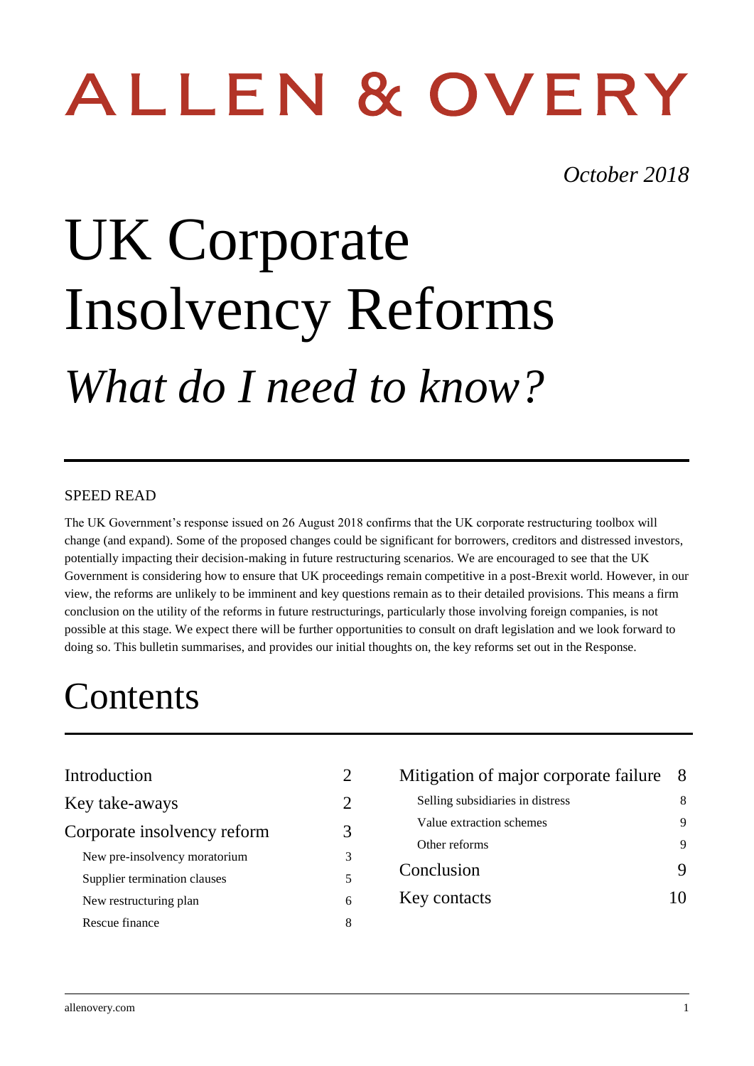# ALLEN & OVERY

*October 2018*

# UK Corporate Insolvency Reforms

## *What do I need to know?*

SPEED READ

The UK Government's response issued on 26 August 2018 confirms that the UK corporate restructuring toolbox will change (and expand). Some of the proposed changes could be significant for borrowers, creditors and distressed investors, potentially impacting their decision-making in future restructuring scenarios. We are encouraged to see that the UK Government is considering how to ensure that UK proceedings remain competitive in a post-Brexit world. However, in our view, the reforms are unlikely to be imminent and key questions remain as to their detailed provisions. This means a firm conclusion on the utility of the reforms in future restructurings, particularly those involving foreign companies, is not possible at this stage. We expect there will be further opportunities to consult on draft legislation and we look forward to doing so. This bulletin summarises, and provides our initial thoughts on, the key reforms set out in the Response.

# Contents

| | |
|---|---|
| Introduction | 2 |
| Key take-aways | 2 |
| Corporate insolvency reform | 3 |
| New pre-insolvency moratorium | 3 |
| Supplier termination clauses | 5 |
| New restructuring plan | 6 |
| Rescue finance | 8 |
| Mitigation of major corporate failure | 8 |
| Selling subsidiaries in distress | 8 |
| Value extraction schemes | 9 |
| Other reforms | 9 |
| Conclusion | 9 |
| Key contacts | 10 |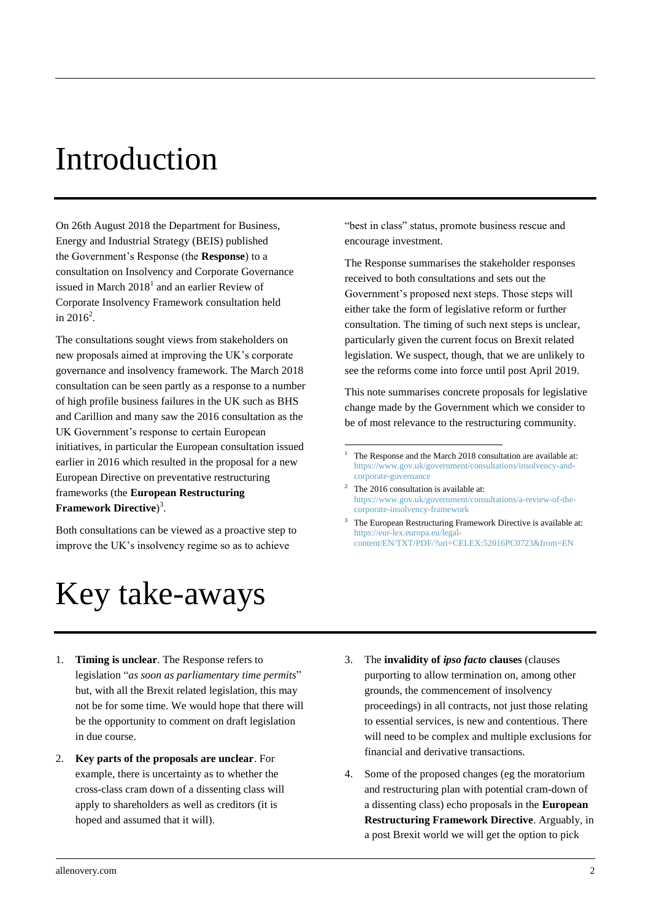# Introduction

On 26th August 2018 the Department for Business, Energy and Industrial Strategy (BEIS) published the Government's Response (the **Response**) to a consultation on Insolvency and Corporate Governance issued in March 2018[1] and an earlier Review of Corporate Insolvency Framework consultation held in 2016[2].

The consultations sought views from stakeholders on new proposals aimed at improving the UK's corporate governance and insolvency framework. The March 2018 consultation can be seen partly as a response to a number of high profile business failures in the UK such as BHS and Carillion and many saw the 2016 consultation as the UK Government's response to certain European initiatives, in particular the European consultation issued earlier in 2016 which resulted in the proposal for a new European Directive on preventative restructuring frameworks (the **European Restructuring Framework Directive**)[3].

Both consultations can be viewed as a proactive step to improve the UK's insolvency regime so as to achieve "best in class" status, promote business rescue and encourage investment.

The Response summarises the stakeholder responses received to both consultations and sets out the Government's proposed next steps. Those steps will either take the form of legislative reform or further consultation. The timing of such next steps is unclear, particularly given the current focus on Brexit related legislation. We suspect, though, that we are unlikely to see the reforms come into force until post April 2019.

This note summarises concrete proposals for legislative change made by the Government which we consider to be of most relevance to the restructuring community.

[1] The Response and the March 2018 consultation are available at: https://www.gov.uk/government/consultations/insolvency-and-corporate-governance

[2] The 2016 consultation is available at: https://www.gov.uk/government/consultations/a-review-of-the-corporate-insolvency-framework

[3] The European Restructuring Framework Directive is available at: https://eur-lex.europa.eu/legal-content/EN/TXT/PDF/?uri=CELEX:52016PC0723&from=EN

# Key take-aways

1. **Timing is unclear**. The Response refers to legislation "*as soon as parliamentary time permits*" but, with all the Brexit related legislation, this may not be for some time. We would hope that there will be the opportunity to comment on draft legislation in due course.
2. **Key parts of the proposals are unclear**. For example, there is uncertainty as to whether the cross-class cram down of a dissenting class will apply to shareholders as well as creditors (it is hoped and assumed that it will).
3. The **invalidity of *ipso facto* clauses** (clauses purporting to allow termination on, among other grounds, the commencement of insolvency proceedings) in all contracts, not just those relating to essential services, is new and contentious. There will need to be complex and multiple exclusions for financial and derivative transactions.
4. Some of the proposed changes (eg the moratorium and restructuring plan with potential cram-down of a dissenting class) echo proposals in the **European Restructuring Framework Directive**. Arguably, in a post Brexit world we will get the option to pick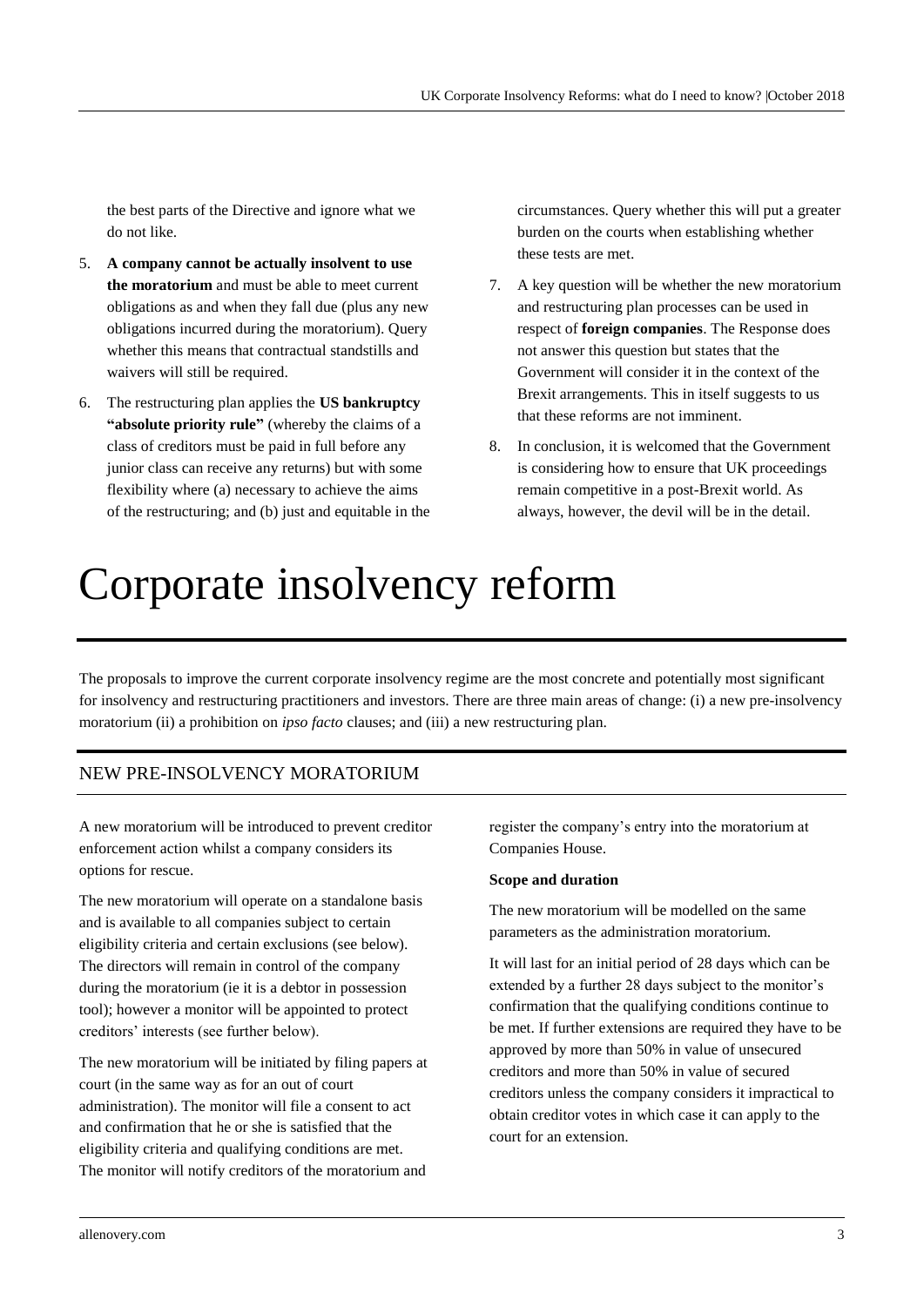the best parts of the Directive and ignore what we do not like.

5. **A company cannot be actually insolvent to use the moratorium** and must be able to meet current obligations as and when they fall due (plus any new obligations incurred during the moratorium). Query whether this means that contractual standstills and waivers will still be required.
6. The restructuring plan applies the **US bankruptcy "absolute priority rule"** (whereby the claims of a class of creditors must be paid in full before any junior class can receive any returns) but with some flexibility where (a) necessary to achieve the aims of the restructuring; and (b) just and equitable in the circumstances. Query whether this will put a greater burden on the courts when establishing whether these tests are met.
7. A key question will be whether the new moratorium and restructuring plan processes can be used in respect of **foreign companies**. The Response does not answer this question but states that the Government will consider it in the context of the Brexit arrangements. This in itself suggests to us that these reforms are not imminent.
8. In conclusion, it is welcomed that the Government is considering how to ensure that UK proceedings remain competitive in a post-Brexit world. As always, however, the devil will be in the detail.

# Corporate insolvency reform

The proposals to improve the current corporate insolvency regime are the most concrete and potentially most significant for insolvency and restructuring practitioners and investors. There are three main areas of change: (i) a new pre-insolvency moratorium (ii) a prohibition on *ipso facto* clauses; and (iii) a new restructuring plan.

## NEW PRE-INSOLVENCY MORATORIUM

A new moratorium will be introduced to prevent creditor enforcement action whilst a company considers its options for rescue.

The new moratorium will operate on a standalone basis and is available to all companies subject to certain eligibility criteria and certain exclusions (see below). The directors will remain in control of the company during the moratorium (ie it is a debtor in possession tool); however a monitor will be appointed to protect creditors' interests (see further below).

The new moratorium will be initiated by filing papers at court (in the same way as for an out of court administration). The monitor will file a consent to act and confirmation that he or she is satisfied that the eligibility criteria and qualifying conditions are met. The monitor will notify creditors of the moratorium and register the company's entry into the moratorium at Companies House.

**Scope and duration**

The new moratorium will be modelled on the same parameters as the administration moratorium.

It will last for an initial period of 28 days which can be extended by a further 28 days subject to the monitor's confirmation that the qualifying conditions continue to be met. If further extensions are required they have to be approved by more than 50% in value of unsecured creditors and more than 50% in value of secured creditors unless the company considers it impractical to obtain creditor votes in which case it can apply to the court for an extension.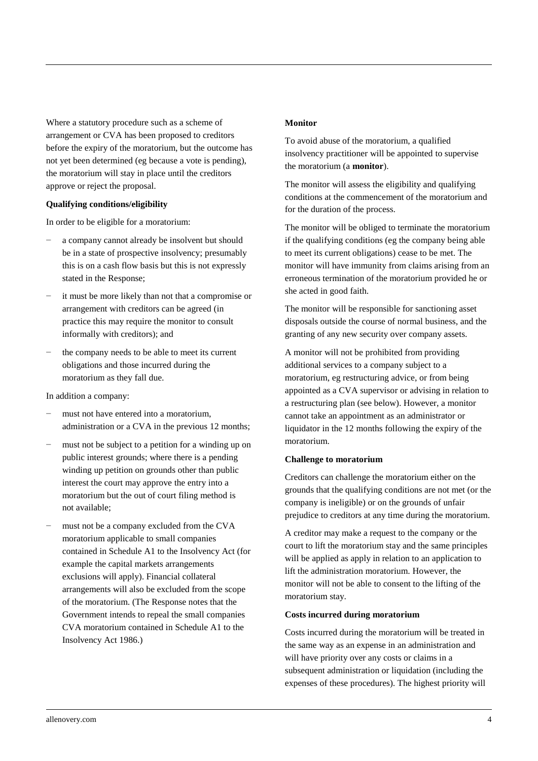Where a statutory procedure such as a scheme of arrangement or CVA has been proposed to creditors before the expiry of the moratorium, but the outcome has not yet been determined (eg because a vote is pending), the moratorium will stay in place until the creditors approve or reject the proposal.

**Qualifying conditions/eligibility**

In order to be eligible for a moratorium:

- a company cannot already be insolvent but should be in a state of prospective insolvency; presumably this is on a cash flow basis but this is not expressly stated in the Response;
- it must be more likely than not that a compromise or arrangement with creditors can be agreed (in practice this may require the monitor to consult informally with creditors); and
- the company needs to be able to meet its current obligations and those incurred during the moratorium as they fall due.

In addition a company:

- must not have entered into a moratorium, administration or a CVA in the previous 12 months;
- must not be subject to a petition for a winding up on public interest grounds; where there is a pending winding up petition on grounds other than public interest the court may approve the entry into a moratorium but the out of court filing method is not available;
- must not be a company excluded from the CVA moratorium applicable to small companies contained in Schedule A1 to the Insolvency Act (for example the capital markets arrangements exclusions will apply). Financial collateral arrangements will also be excluded from the scope of the moratorium. (The Response notes that the Government intends to repeal the small companies CVA moratorium contained in Schedule A1 to the Insolvency Act 1986.)

**Monitor**

To avoid abuse of the moratorium, a qualified insolvency practitioner will be appointed to supervise the moratorium (a **monitor**).

The monitor will assess the eligibility and qualifying conditions at the commencement of the moratorium and for the duration of the process.

The monitor will be obliged to terminate the moratorium if the qualifying conditions (eg the company being able to meet its current obligations) cease to be met. The monitor will have immunity from claims arising from an erroneous termination of the moratorium provided he or she acted in good faith.

The monitor will be responsible for sanctioning asset disposals outside the course of normal business, and the granting of any new security over company assets.

A monitor will not be prohibited from providing additional services to a company subject to a moratorium, eg restructuring advice, or from being appointed as a CVA supervisor or advising in relation to a restructuring plan (see below). However, a monitor cannot take an appointment as an administrator or liquidator in the 12 months following the expiry of the moratorium.

**Challenge to moratorium**

Creditors can challenge the moratorium either on the grounds that the qualifying conditions are not met (or the company is ineligible) or on the grounds of unfair prejudice to creditors at any time during the moratorium.

A creditor may make a request to the company or the court to lift the moratorium stay and the same principles will be applied as apply in relation to an application to lift the administration moratorium. However, the monitor will not be able to consent to the lifting of the moratorium stay.

**Costs incurred during moratorium**

Costs incurred during the moratorium will be treated in the same way as an expense in an administration and will have priority over any costs or claims in a subsequent administration or liquidation (including the expenses of these procedures). The highest priority will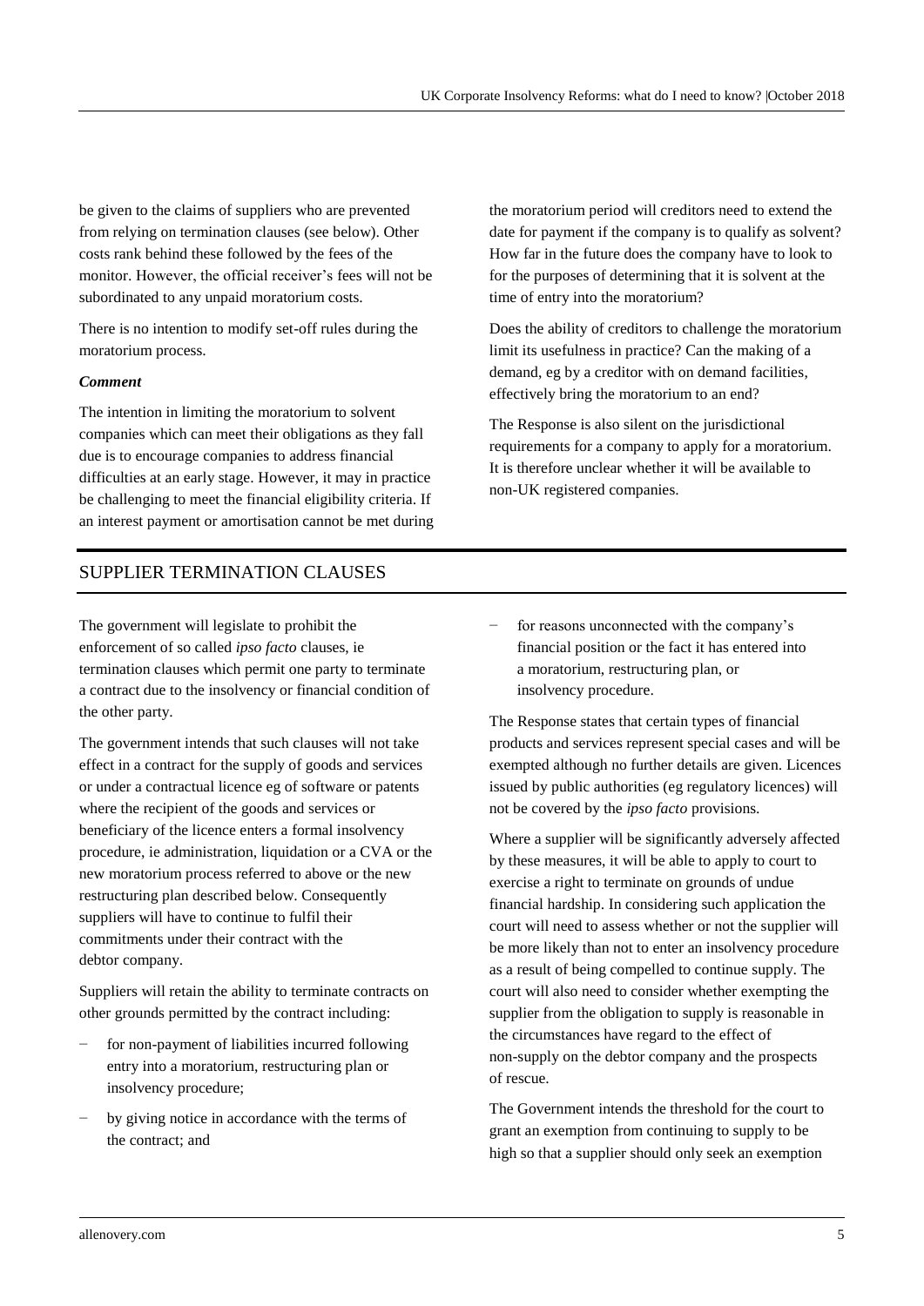be given to the claims of suppliers who are prevented from relying on termination clauses (see below). Other costs rank behind these followed by the fees of the monitor. However, the official receiver's fees will not be subordinated to any unpaid moratorium costs.

There is no intention to modify set-off rules during the moratorium process.

***Comment***

The intention in limiting the moratorium to solvent companies which can meet their obligations as they fall due is to encourage companies to address financial difficulties at an early stage. However, it may in practice be challenging to meet the financial eligibility criteria. If an interest payment or amortisation cannot be met during the moratorium period will creditors need to extend the date for payment if the company is to qualify as solvent? How far in the future does the company have to look to for the purposes of determining that it is solvent at the time of entry into the moratorium?

Does the ability of creditors to challenge the moratorium limit its usefulness in practice? Can the making of a demand, eg by a creditor with on demand facilities, effectively bring the moratorium to an end?

The Response is also silent on the jurisdictional requirements for a company to apply for a moratorium. It is therefore unclear whether it will be available to non-UK registered companies.

## SUPPLIER TERMINATION CLAUSES

The government will legislate to prohibit the enforcement of so called *ipso facto* clauses, ie termination clauses which permit one party to terminate a contract due to the insolvency or financial condition of the other party.

The government intends that such clauses will not take effect in a contract for the supply of goods and services or under a contractual licence eg of software or patents where the recipient of the goods and services or beneficiary of the licence enters a formal insolvency procedure, ie administration, liquidation or a CVA or the new moratorium process referred to above or the new restructuring plan described below. Consequently suppliers will have to continue to fulfil their commitments under their contract with the debtor company.

Suppliers will retain the ability to terminate contracts on other grounds permitted by the contract including:

- for non-payment of liabilities incurred following entry into a moratorium, restructuring plan or insolvency procedure;
- by giving notice in accordance with the terms of the contract; and
- for reasons unconnected with the company's financial position or the fact it has entered into a moratorium, restructuring plan, or insolvency procedure.

The Response states that certain types of financial products and services represent special cases and will be exempted although no further details are given. Licences issued by public authorities (eg regulatory licences) will not be covered by the *ipso facto* provisions.

Where a supplier will be significantly adversely affected by these measures, it will be able to apply to court to exercise a right to terminate on grounds of undue financial hardship. In considering such application the court will need to assess whether or not the supplier will be more likely than not to enter an insolvency procedure as a result of being compelled to continue supply. The court will also need to consider whether exempting the supplier from the obligation to supply is reasonable in the circumstances have regard to the effect of non-supply on the debtor company and the prospects of rescue.

The Government intends the threshold for the court to grant an exemption from continuing to supply to be high so that a supplier should only seek an exemption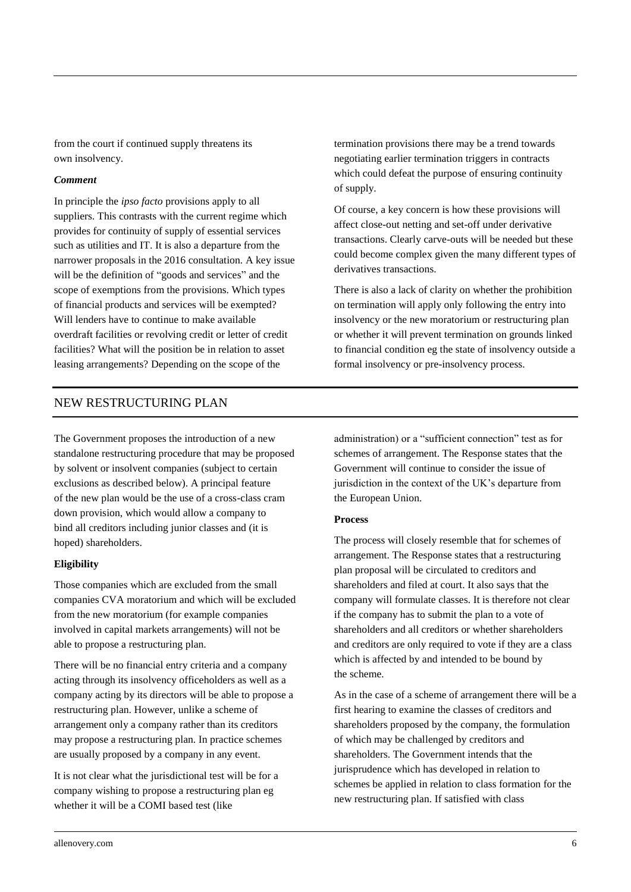from the court if continued supply threatens its own insolvency.

***Comment***

In principle the *ipso facto* provisions apply to all suppliers. This contrasts with the current regime which provides for continuity of supply of essential services such as utilities and IT. It is also a departure from the narrower proposals in the 2016 consultation. A key issue will be the definition of "goods and services" and the scope of exemptions from the provisions. Which types of financial products and services will be exempted? Will lenders have to continue to make available overdraft facilities or revolving credit or letter of credit facilities? What will the position be in relation to asset leasing arrangements? Depending on the scope of the termination provisions there may be a trend towards negotiating earlier termination triggers in contracts which could defeat the purpose of ensuring continuity of supply.

Of course, a key concern is how these provisions will affect close-out netting and set-off under derivative transactions. Clearly carve-outs will be needed but these could become complex given the many different types of derivatives transactions.

There is also a lack of clarity on whether the prohibition on termination will apply only following the entry into insolvency or the new moratorium or restructuring plan or whether it will prevent termination on grounds linked to financial condition eg the state of insolvency outside a formal insolvency or pre-insolvency process.

## NEW RESTRUCTURING PLAN

The Government proposes the introduction of a new standalone restructuring procedure that may be proposed by solvent or insolvent companies (subject to certain exclusions as described below). A principal feature of the new plan would be the use of a cross-class cram down provision, which would allow a company to bind all creditors including junior classes and (it is hoped) shareholders.

**Eligibility**

Those companies which are excluded from the small companies CVA moratorium and which will be excluded from the new moratorium (for example companies involved in capital markets arrangements) will not be able to propose a restructuring plan.

There will be no financial entry criteria and a company acting through its insolvency officeholders as well as a company acting by its directors will be able to propose a restructuring plan. However, unlike a scheme of arrangement only a company rather than its creditors may propose a restructuring plan. In practice schemes are usually proposed by a company in any event.

It is not clear what the jurisdictional test will be for a company wishing to propose a restructuring plan eg whether it will be a COMI based test (like administration) or a "sufficient connection" test as for schemes of arrangement. The Response states that the Government will continue to consider the issue of jurisdiction in the context of the UK's departure from the European Union.

**Process**

The process will closely resemble that for schemes of arrangement. The Response states that a restructuring plan proposal will be circulated to creditors and shareholders and filed at court. It also says that the company will formulate classes. It is therefore not clear if the company has to submit the plan to a vote of shareholders and all creditors or whether shareholders and creditors are only required to vote if they are a class which is affected by and intended to be bound by the scheme.

As in the case of a scheme of arrangement there will be a first hearing to examine the classes of creditors and shareholders proposed by the company, the formulation of which may be challenged by creditors and shareholders. The Government intends that the jurisprudence which has developed in relation to schemes be applied in relation to class formation for the new restructuring plan. If satisfied with class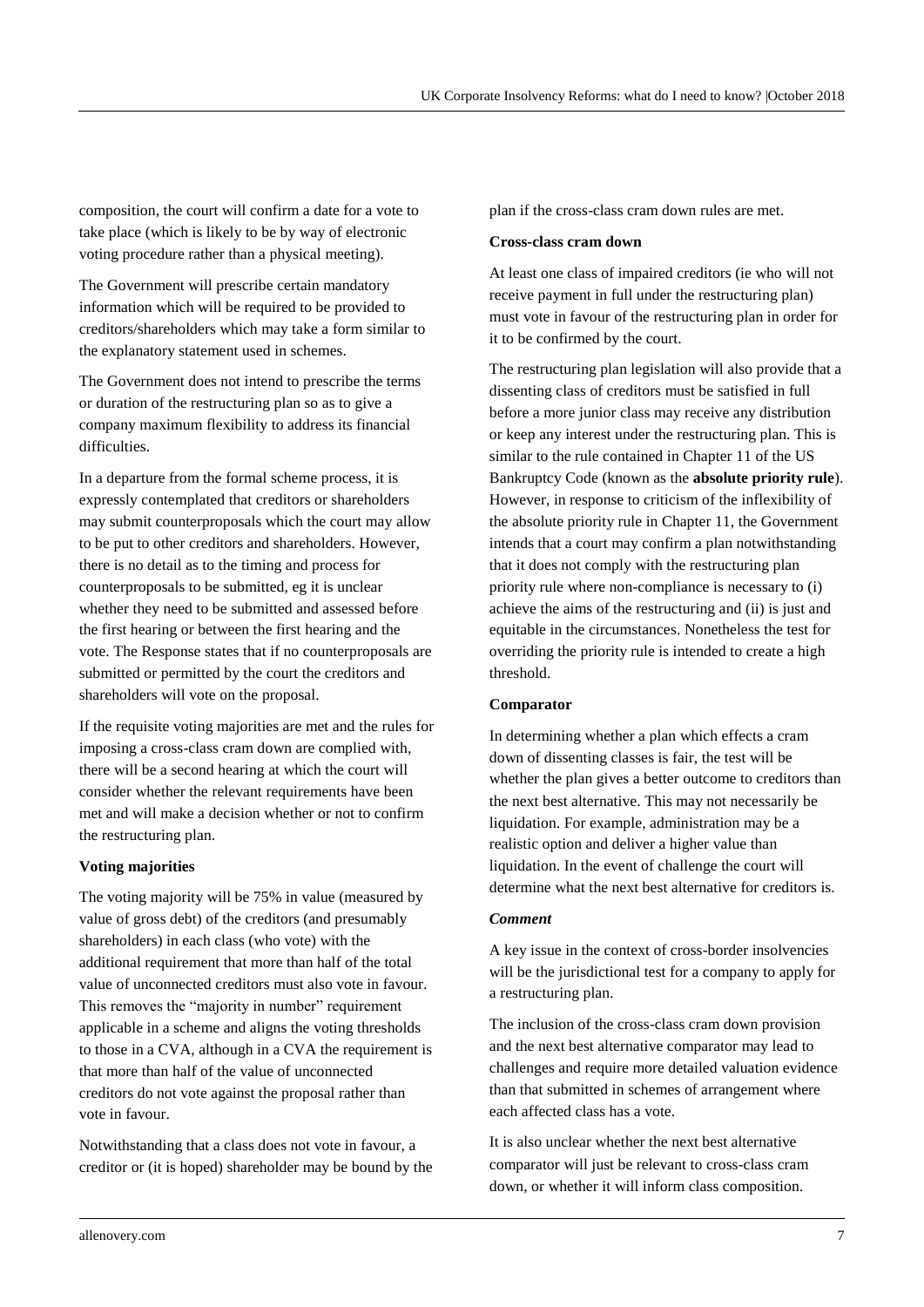composition, the court will confirm a date for a vote to take place (which is likely to be by way of electronic voting procedure rather than a physical meeting).

The Government will prescribe certain mandatory information which will be required to be provided to creditors/shareholders which may take a form similar to the explanatory statement used in schemes.

The Government does not intend to prescribe the terms or duration of the restructuring plan so as to give a company maximum flexibility to address its financial difficulties.

In a departure from the formal scheme process, it is expressly contemplated that creditors or shareholders may submit counterproposals which the court may allow to be put to other creditors and shareholders. However, there is no detail as to the timing and process for counterproposals to be submitted, eg it is unclear whether they need to be submitted and assessed before the first hearing or between the first hearing and the vote. The Response states that if no counterproposals are submitted or permitted by the court the creditors and shareholders will vote on the proposal.

If the requisite voting majorities are met and the rules for imposing a cross-class cram down are complied with, there will be a second hearing at which the court will consider whether the relevant requirements have been met and will make a decision whether or not to confirm the restructuring plan.

**Voting majorities**

The voting majority will be 75% in value (measured by value of gross debt) of the creditors (and presumably shareholders) in each class (who vote) with the additional requirement that more than half of the total value of unconnected creditors must also vote in favour. This removes the "majority in number" requirement applicable in a scheme and aligns the voting thresholds to those in a CVA, although in a CVA the requirement is that more than half of the value of unconnected creditors do not vote against the proposal rather than vote in favour.

Notwithstanding that a class does not vote in favour, a creditor or (it is hoped) shareholder may be bound by the plan if the cross-class cram down rules are met.

**Cross-class cram down**

At least one class of impaired creditors (ie who will not receive payment in full under the restructuring plan) must vote in favour of the restructuring plan in order for it to be confirmed by the court.

The restructuring plan legislation will also provide that a dissenting class of creditors must be satisfied in full before a more junior class may receive any distribution or keep any interest under the restructuring plan. This is similar to the rule contained in Chapter 11 of the US Bankruptcy Code (known as the **absolute priority rule**). However, in response to criticism of the inflexibility of the absolute priority rule in Chapter 11, the Government intends that a court may confirm a plan notwithstanding that it does not comply with the restructuring plan priority rule where non-compliance is necessary to (i) achieve the aims of the restructuring and (ii) is just and equitable in the circumstances. Nonetheless the test for overriding the priority rule is intended to create a high threshold.

**Comparator**

In determining whether a plan which effects a cram down of dissenting classes is fair, the test will be whether the plan gives a better outcome to creditors than the next best alternative. This may not necessarily be liquidation. For example, administration may be a realistic option and deliver a higher value than liquidation. In the event of challenge the court will determine what the next best alternative for creditors is.

***Comment***

A key issue in the context of cross-border insolvencies will be the jurisdictional test for a company to apply for a restructuring plan.

The inclusion of the cross-class cram down provision and the next best alternative comparator may lead to challenges and require more detailed valuation evidence than that submitted in schemes of arrangement where each affected class has a vote.

It is also unclear whether the next best alternative comparator will just be relevant to cross-class cram down, or whether it will inform class composition.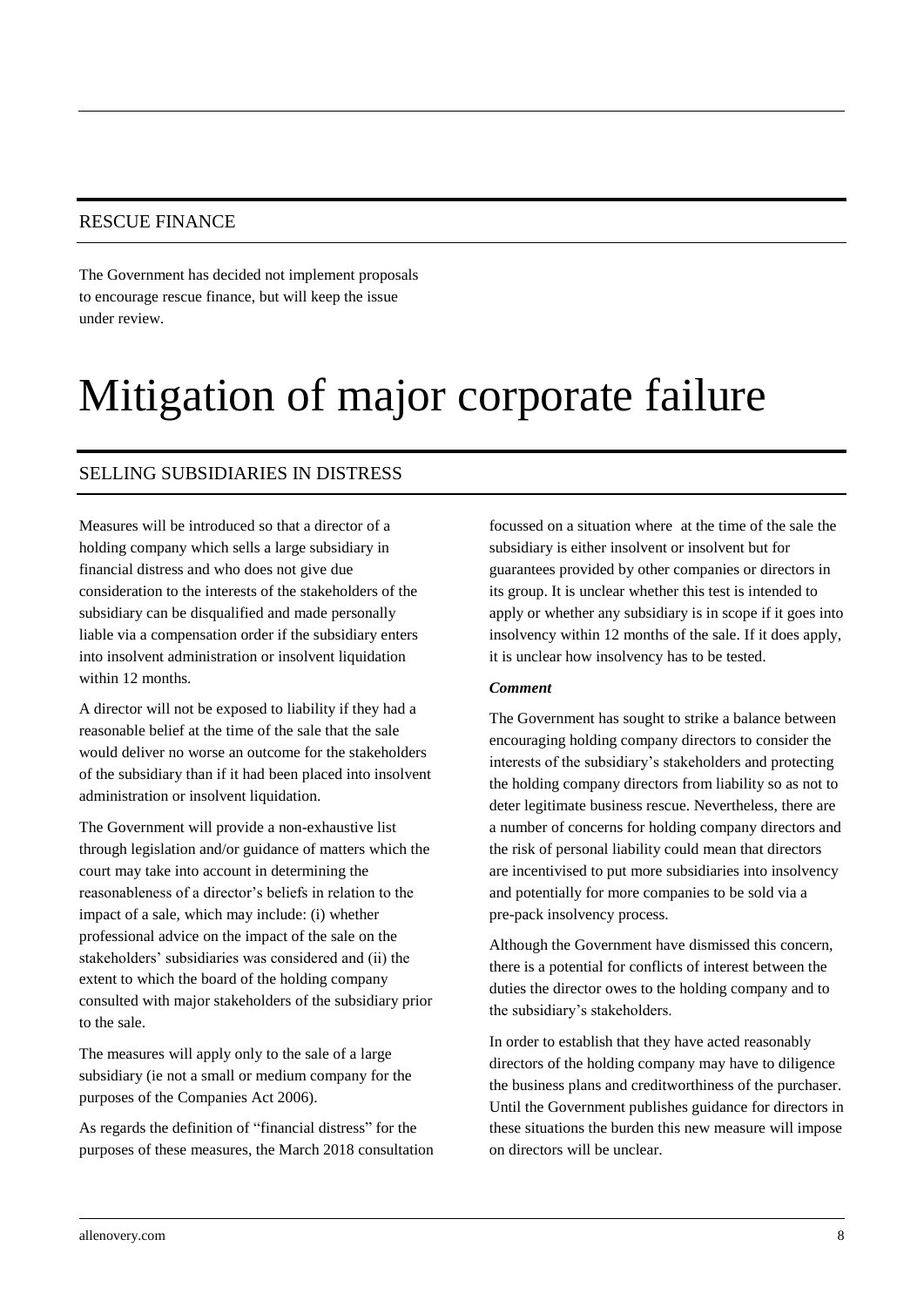## RESCUE FINANCE

The Government has decided not implement proposals to encourage rescue finance, but will keep the issue under review.

# Mitigation of major corporate failure

## SELLING SUBSIDIARIES IN DISTRESS

Measures will be introduced so that a director of a holding company which sells a large subsidiary in financial distress and who does not give due consideration to the interests of the stakeholders of the subsidiary can be disqualified and made personally liable via a compensation order if the subsidiary enters into insolvent administration or insolvent liquidation within 12 months.

A director will not be exposed to liability if they had a reasonable belief at the time of the sale that the sale would deliver no worse an outcome for the stakeholders of the subsidiary than if it had been placed into insolvent administration or insolvent liquidation.

The Government will provide a non-exhaustive list through legislation and/or guidance of matters which the court may take into account in determining the reasonableness of a director's beliefs in relation to the impact of a sale, which may include: (i) whether professional advice on the impact of the sale on the stakeholders' subsidiaries was considered and (ii) the extent to which the board of the holding company consulted with major stakeholders of the subsidiary prior to the sale.

The measures will apply only to the sale of a large subsidiary (ie not a small or medium company for the purposes of the Companies Act 2006).

As regards the definition of "financial distress" for the purposes of these measures, the March 2018 consultation focussed on a situation where at the time of the sale the subsidiary is either insolvent or insolvent but for guarantees provided by other companies or directors in its group. It is unclear whether this test is intended to apply or whether any subsidiary is in scope if it goes into insolvency within 12 months of the sale. If it does apply, it is unclear how insolvency has to be tested.

***Comment***

The Government has sought to strike a balance between encouraging holding company directors to consider the interests of the subsidiary's stakeholders and protecting the holding company directors from liability so as not to deter legitimate business rescue. Nevertheless, there are a number of concerns for holding company directors and the risk of personal liability could mean that directors are incentivised to put more subsidiaries into insolvency and potentially for more companies to be sold via a pre-pack insolvency process.

Although the Government have dismissed this concern, there is a potential for conflicts of interest between the duties the director owes to the holding company and to the subsidiary's stakeholders.

In order to establish that they have acted reasonably directors of the holding company may have to diligence the business plans and creditworthiness of the purchaser. Until the Government publishes guidance for directors in these situations the burden this new measure will impose on directors will be unclear.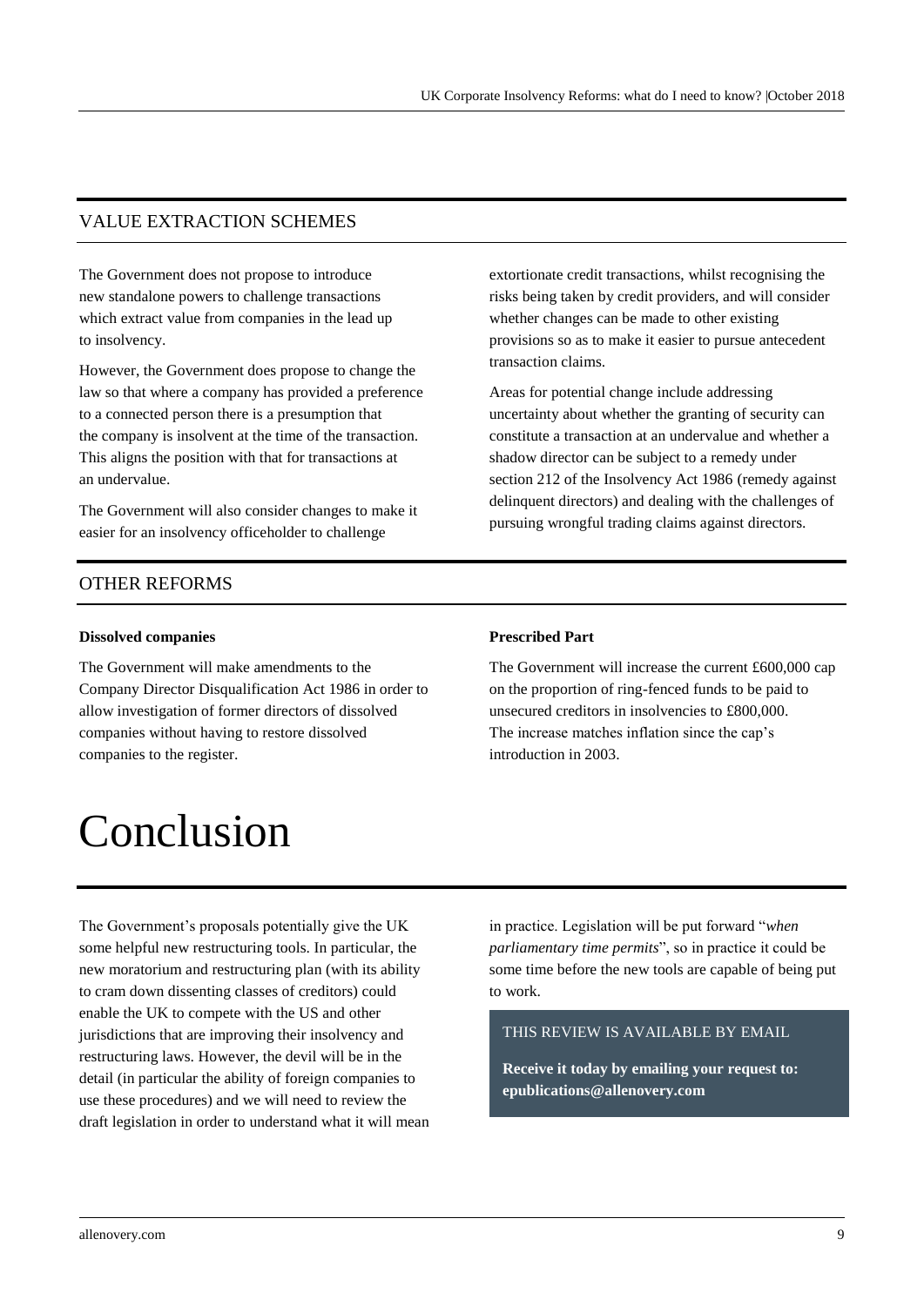## VALUE EXTRACTION SCHEMES

The Government does not propose to introduce new standalone powers to challenge transactions which extract value from companies in the lead up to insolvency.

However, the Government does propose to change the law so that where a company has provided a preference to a connected person there is a presumption that the company is insolvent at the time of the transaction. This aligns the position with that for transactions at an undervalue.

The Government will also consider changes to make it easier for an insolvency officeholder to challenge extortionate credit transactions, whilst recognising the risks being taken by credit providers, and will consider whether changes can be made to other existing provisions so as to make it easier to pursue antecedent transaction claims.

Areas for potential change include addressing uncertainty about whether the granting of security can constitute a transaction at an undervalue and whether a shadow director can be subject to a remedy under section 212 of the Insolvency Act 1986 (remedy against delinquent directors) and dealing with the challenges of pursuing wrongful trading claims against directors.

## OTHER REFORMS

**Dissolved companies**

The Government will make amendments to the Company Director Disqualification Act 1986 in order to allow investigation of former directors of dissolved companies without having to restore dissolved companies to the register.

**Prescribed Part**

The Government will increase the current £600,000 cap on the proportion of ring-fenced funds to be paid to unsecured creditors in insolvencies to £800,000. The increase matches inflation since the cap's introduction in 2003.

# Conclusion

The Government's proposals potentially give the UK some helpful new restructuring tools. In particular, the new moratorium and restructuring plan (with its ability to cram down dissenting classes of creditors) could enable the UK to compete with the US and other jurisdictions that are improving their insolvency and restructuring laws. However, the devil will be in the detail (in particular the ability of foreign companies to use these procedures) and we will need to review the draft legislation in order to understand what it will mean in practice. Legislation will be put forward "*when parliamentary time permits*", so in practice it could be some time before the new tools are capable of being put to work.

THIS REVIEW IS AVAILABLE BY EMAIL

**Receive it today by emailing your request to: epublications@allenovery.com**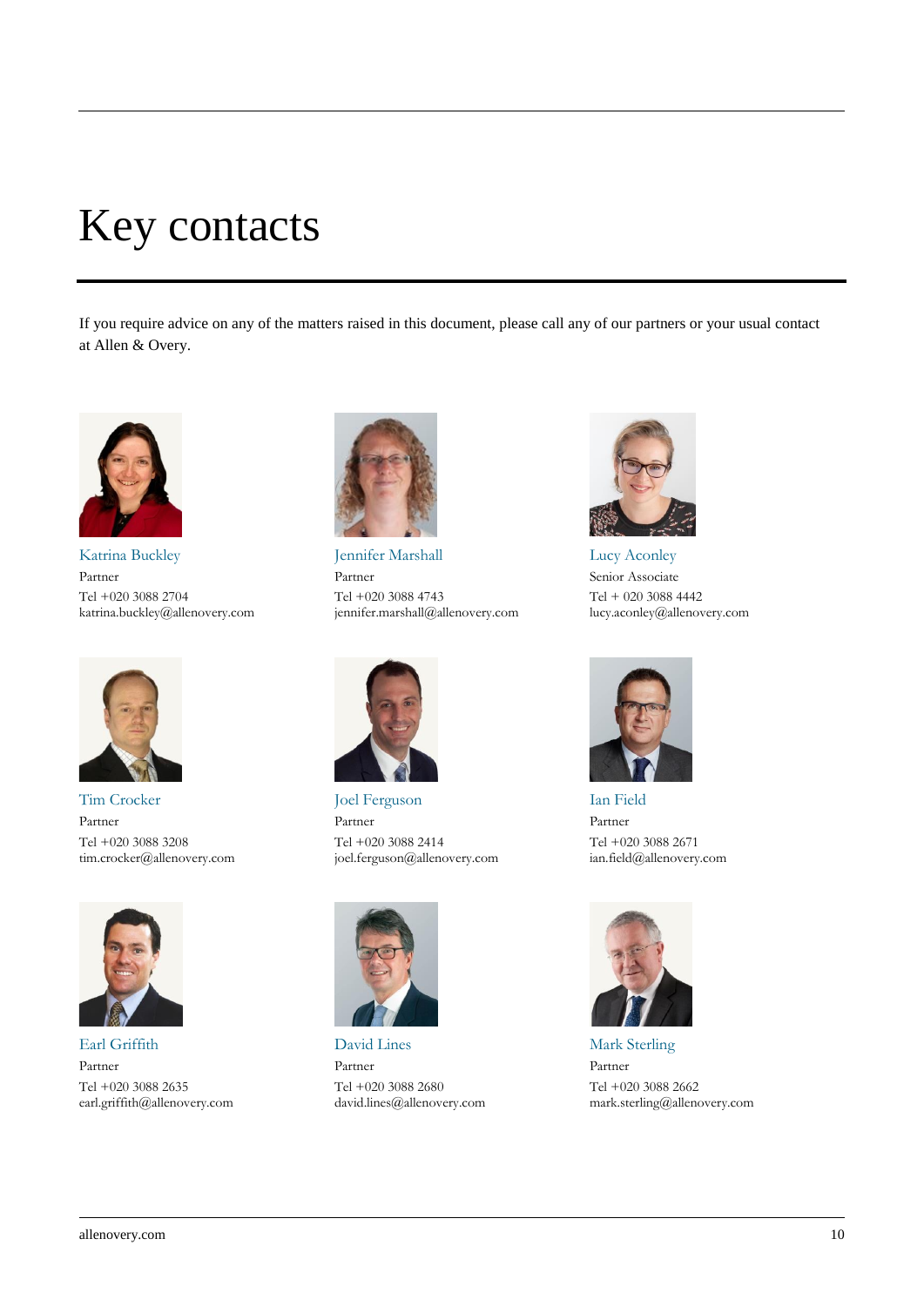# Key contacts

If you require advice on any of the matters raised in this document, please call any of our partners or your usual contact at Allen & Overy.

**Katrina Buckley**
Partner
Tel +020 3088 2704
katrina.buckley@allenovery.com

**Jennifer Marshall**
Partner
Tel +020 3088 4743
jennifer.marshall@allenovery.com

**Lucy Aconley**
Senior Associate
Tel + 020 3088 4442
lucy.aconley@allenovery.com

**Tim Crocker**
Partner
Tel +020 3088 3208
tim.crocker@allenovery.com

**Joel Ferguson**
Partner
Tel +020 3088 2414
joel.ferguson@allenovery.com

**Ian Field**
Partner
Tel +020 3088 2671
ian.field@allenovery.com

**Earl Griffith**
Partner
Tel +020 3088 2635
earl.griffith@allenovery.com

**David Lines**
Partner
Tel +020 3088 2680
david.lines@allenovery.com

**Mark Sterling**
Partner
Tel +020 3088 2662
mark.sterling@allenovery.com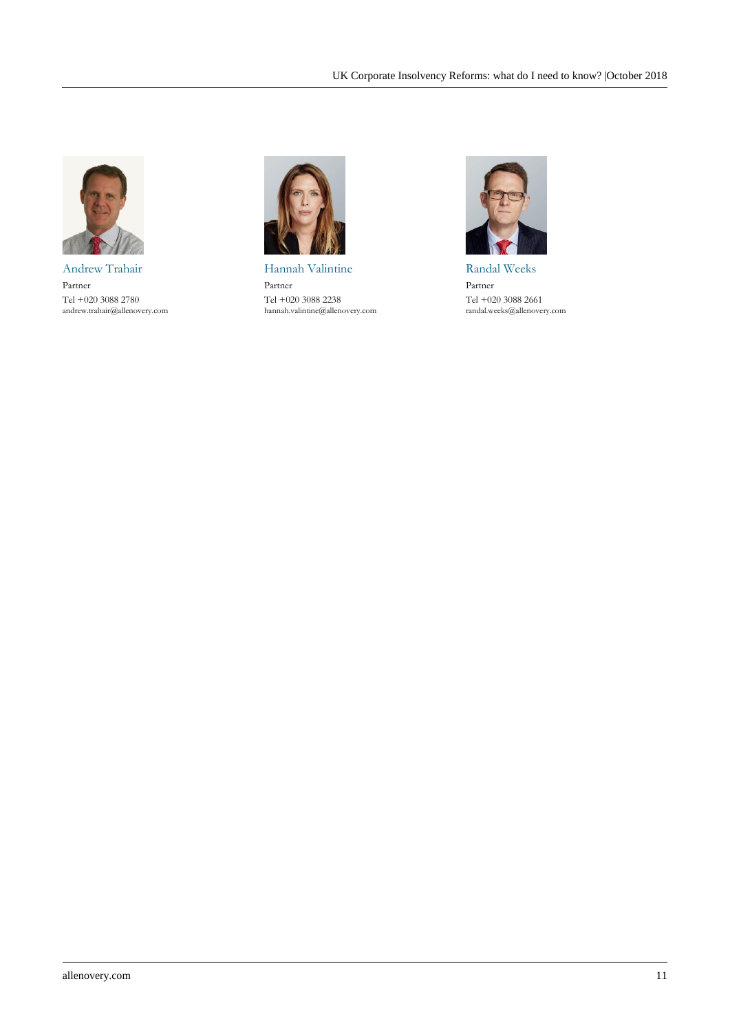Andrew Trahair
Partner
Tel +020 3088 2780
andrew.trahair@allenovery.com

Hannah Valintine
Partner
Tel +020 3088 2238
hannah.valintine@allenovery.com

Randal Weeks
Partner
Tel +020 3088 2661
randal.weeks@allenovery.com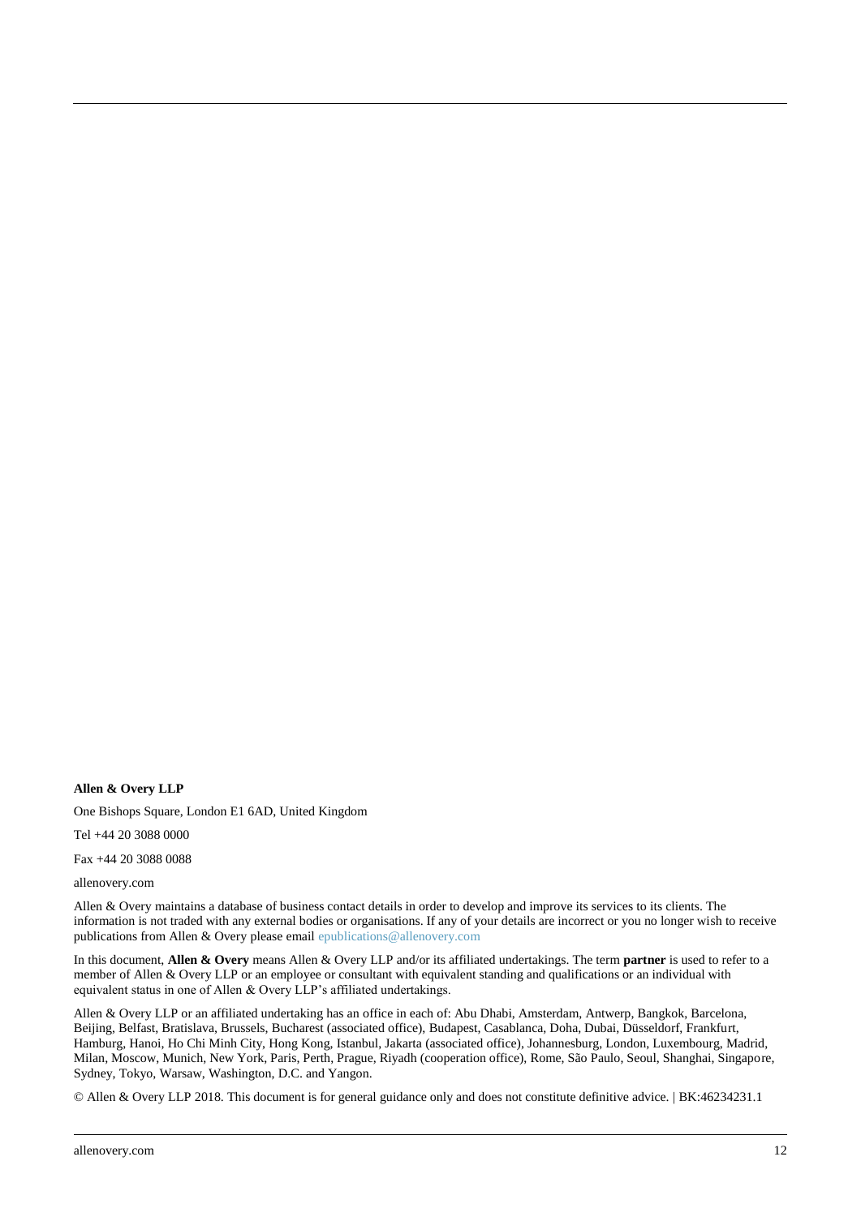**Allen & Overy LLP**

One Bishops Square, London E1 6AD, United Kingdom

Tel +44 20 3088 0000

Fax +44 20 3088 0088

allenovery.com

Allen & Overy maintains a database of business contact details in order to develop and improve its services to its clients. The information is not traded with any external bodies or organisations. If any of your details are incorrect or you no longer wish to receive publications from Allen & Overy please email epublications@allenovery.com

In this document, **Allen & Overy** means Allen & Overy LLP and/or its affiliated undertakings. The term **partner** is used to refer to a member of Allen & Overy LLP or an employee or consultant with equivalent standing and qualifications or an individual with equivalent status in one of Allen & Overy LLP's affiliated undertakings.

Allen & Overy LLP or an affiliated undertaking has an office in each of: Abu Dhabi, Amsterdam, Antwerp, Bangkok, Barcelona, Beijing, Belfast, Bratislava, Brussels, Bucharest (associated office), Budapest, Casablanca, Doha, Dubai, Düsseldorf, Frankfurt, Hamburg, Hanoi, Ho Chi Minh City, Hong Kong, Istanbul, Jakarta (associated office), Johannesburg, London, Luxembourg, Madrid, Milan, Moscow, Munich, New York, Paris, Perth, Prague, Riyadh (cooperation office), Rome, São Paulo, Seoul, Shanghai, Singapore, Sydney, Tokyo, Warsaw, Washington, D.C. and Yangon.

© Allen & Overy LLP 2018. This document is for general guidance only and does not constitute definitive advice. | BK:46234231.1